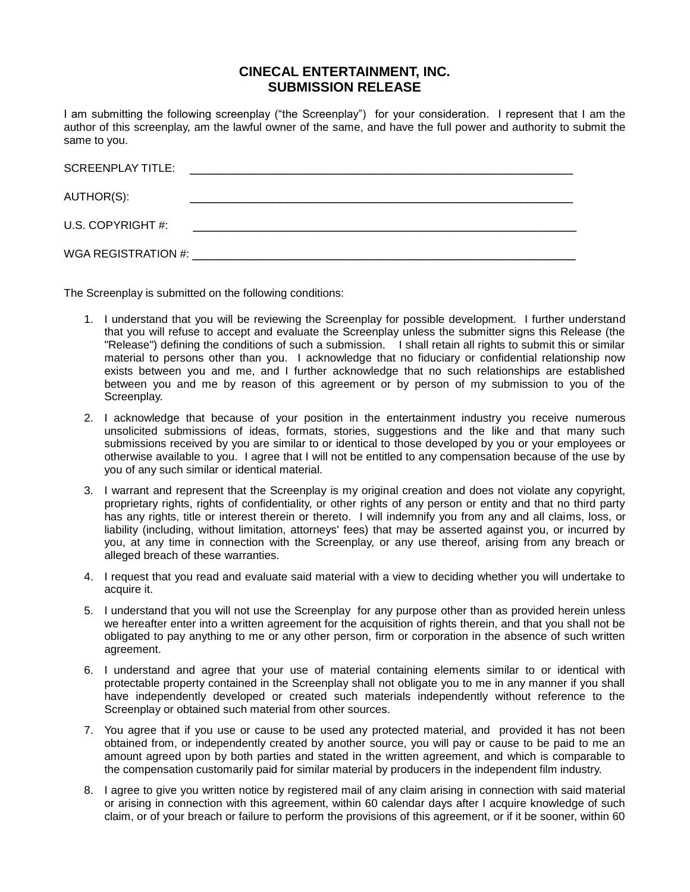# CINECAL ENTERTAINMENT, INC.
## SUBMISSION RELEASE

I am submitting the following screenplay ("the Screenplay") for your consideration. I represent that I am the author of this screenplay, am the lawful owner of the same, and have the full power and authority to submit the same to you.

SCREENPLAY TITLE: ______________________________________________________________

AUTHOR(S): ______________________________________________________________

U.S. COPYRIGHT #: ______________________________________________________________

WGA REGISTRATION #: ______________________________________________________________

The Screenplay is submitted on the following conditions:

1. I understand that you will be reviewing the Screenplay for possible development. I further understand that you will refuse to accept and evaluate the Screenplay unless the submitter signs this Release (the "Release") defining the conditions of such a submission. I shall retain all rights to submit this or similar material to persons other than you. I acknowledge that no fiduciary or confidential relationship now exists between you and me, and I further acknowledge that no such relationships are established between you and me by reason of this agreement or by person of my submission to you of the Screenplay.

2. I acknowledge that because of your position in the entertainment industry you receive numerous unsolicited submissions of ideas, formats, stories, suggestions and the like and that many such submissions received by you are similar to or identical to those developed by you or your employees or otherwise available to you. I agree that I will not be entitled to any compensation because of the use by you of any such similar or identical material.

3. I warrant and represent that the Screenplay is my original creation and does not violate any copyright, proprietary rights, rights of confidentiality, or other rights of any person or entity and that no third party has any rights, title or interest therein or thereto. I will indemnify you from any and all claims, loss, or liability (including, without limitation, attorneys' fees) that may be asserted against you, or incurred by you, at any time in connection with the Screenplay, or any use thereof, arising from any breach or alleged breach of these warranties.

4. I request that you read and evaluate said material with a view to deciding whether you will undertake to acquire it.

5. I understand that you will not use the Screenplay for any purpose other than as provided herein unless we hereafter enter into a written agreement for the acquisition of rights therein, and that you shall not be obligated to pay anything to me or any other person, firm or corporation in the absence of such written agreement.

6. I understand and agree that your use of material containing elements similar to or identical with protectable property contained in the Screenplay shall not obligate you to me in any manner if you shall have independently developed or created such materials independently without reference to the Screenplay or obtained such material from other sources.

7. You agree that if you use or cause to be used any protected material, and provided it has not been obtained from, or independently created by another source, you will pay or cause to be paid to me an amount agreed upon by both parties and stated in the written agreement, and which is comparable to the compensation customarily paid for similar material by producers in the independent film industry.

8. I agree to give you written notice by registered mail of any claim arising in connection with said material or arising in connection with this agreement, within 60 calendar days after I acquire knowledge of such claim, or of your breach or failure to perform the provisions of this agreement, or if it be sooner, within 60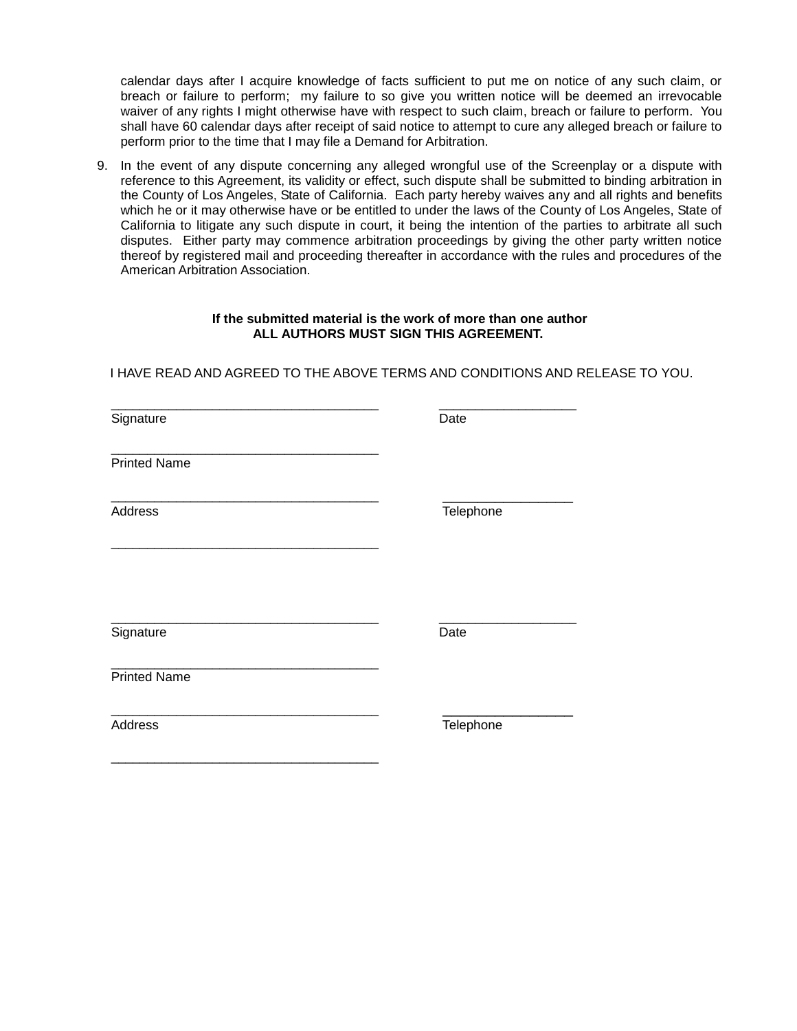calendar days after I acquire knowledge of facts sufficient to put me on notice of any such claim, or breach or failure to perform; my failure to so give you written notice will be deemed an irrevocable waiver of any rights I might otherwise have with respect to such claim, breach or failure to perform. You shall have 60 calendar days after receipt of said notice to attempt to cure any alleged breach or failure to perform prior to the time that I may file a Demand for Arbitration.

9. In the event of any dispute concerning any alleged wrongful use of the Screenplay or a dispute with reference to this Agreement, its validity or effect, such dispute shall be submitted to binding arbitration in the County of Los Angeles, State of California. Each party hereby waives any and all rights and benefits which he or it may otherwise have or be entitled to under the laws of the County of Los Angeles, State of California to litigate any such dispute in court, it being the intention of the parties to arbitrate all such disputes. Either party may commence arbitration proceedings by giving the other party written notice thereof by registered mail and proceeding thereafter in accordance with the rules and procedures of the American Arbitration Association.

**If the submitted material is the work of more than one author**
**ALL AUTHORS MUST SIGN THIS AGREEMENT.**

I HAVE READ AND AGREED TO THE ABOVE TERMS AND CONDITIONS AND RELEASE TO YOU.

_____________________________________ ___________________
Signature Date

_____________________________________
Printed Name

_____________________________________ __________________
Address Telephone

_____________________________________

_____________________________________ ___________________
Signature Date

_____________________________________
Printed Name

_____________________________________ __________________
Address Telephone

_____________________________________